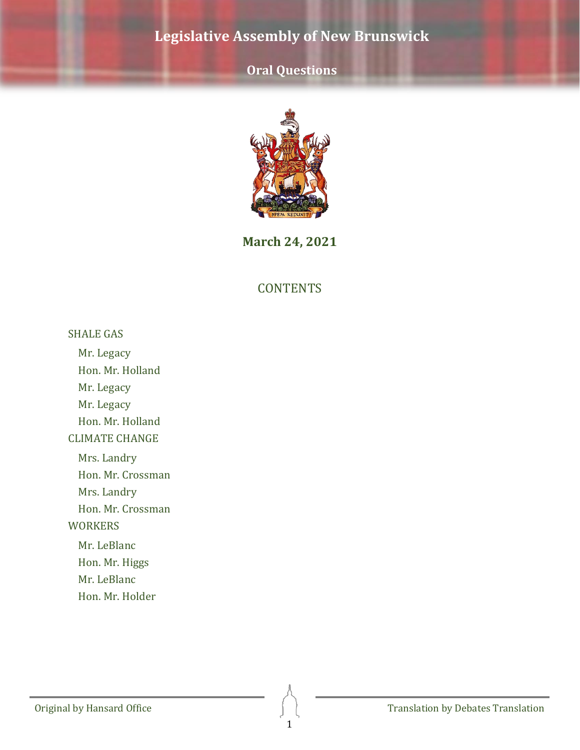# Legislative Assembly of New Brunswick

## Oral Questions

**March 24, 2021**

## CONTENTS

SHALE GAS

- Mr. Legacy
- Hon. Mr. Holland
- Mr. Legacy
- Mr. Legacy
- Hon. Mr. Holland

CLIMATE CHANGE

- Mrs. Landry
- Hon. Mr. Crossman
- Mrs. Landry
- Hon. Mr. Crossman

WORKERS

- Mr. LeBlanc
- Hon. Mr. Higgs
- Mr. LeBlanc
- Hon. Mr. Holder

Original by Hansard Office

Translation by Debates Translation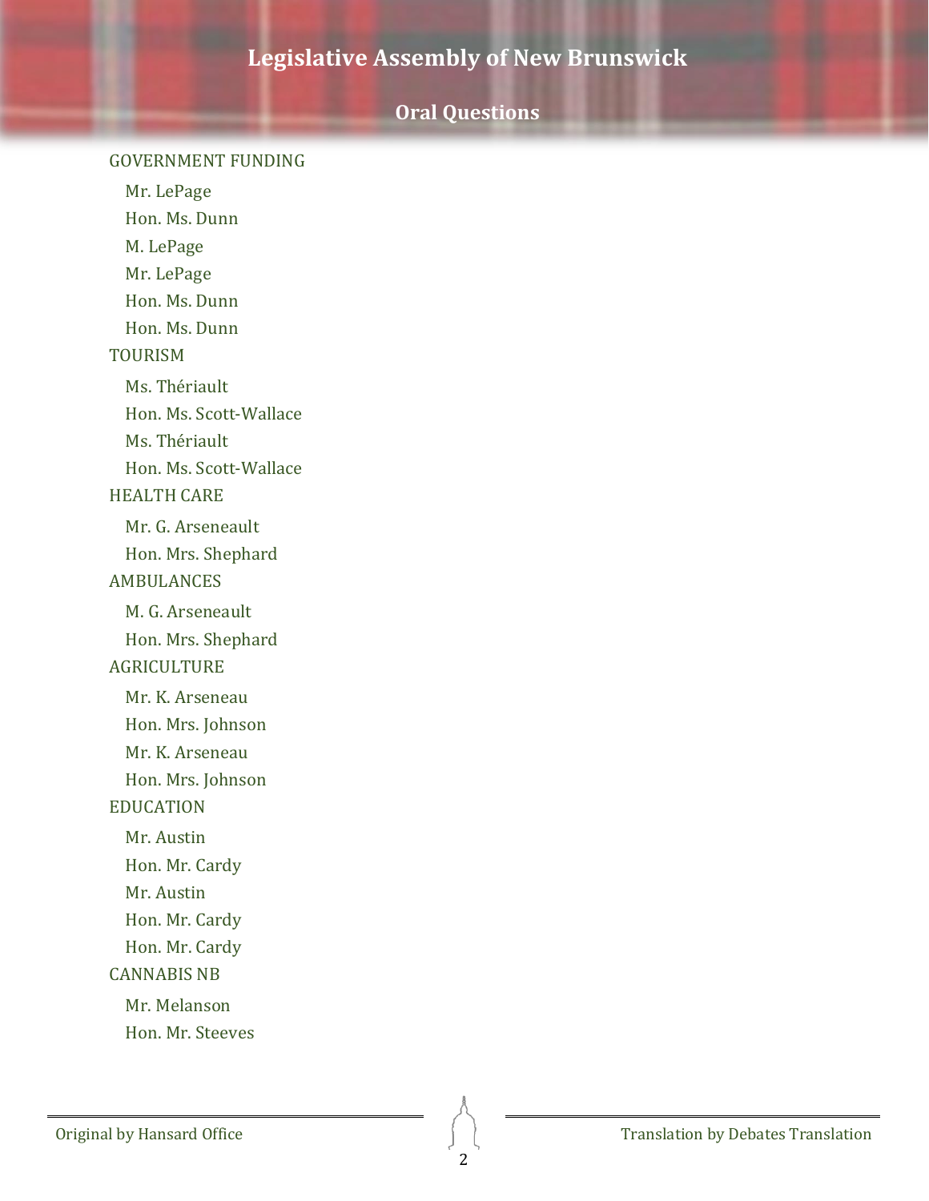# Legislative Assembly of New Brunswick

## Oral Questions

GOVERNMENT FUNDING

- Mr. LePage
- Hon. Ms. Dunn
- M. LePage
- Mr. LePage
- Hon. Ms. Dunn
- Hon. Ms. Dunn

TOURISM

- Ms. Thériault
- Hon. Ms. Scott-Wallace
- Ms. Thériault
- Hon. Ms. Scott-Wallace

HEALTH CARE

- Mr. G. Arseneault
- Hon. Mrs. Shephard

AMBULANCES

- M. G. Arseneault
- Hon. Mrs. Shephard

AGRICULTURE

- Mr. K. Arseneau
- Hon. Mrs. Johnson
- Mr. K. Arseneau
- Hon. Mrs. Johnson

EDUCATION

- Mr. Austin
- Hon. Mr. Cardy
- Mr. Austin
- Hon. Mr. Cardy
- Hon. Mr. Cardy

CANNABIS NB

- Mr. Melanson
- Hon. Mr. Steeves

Original by Hansard Office | Translation by Debates Translation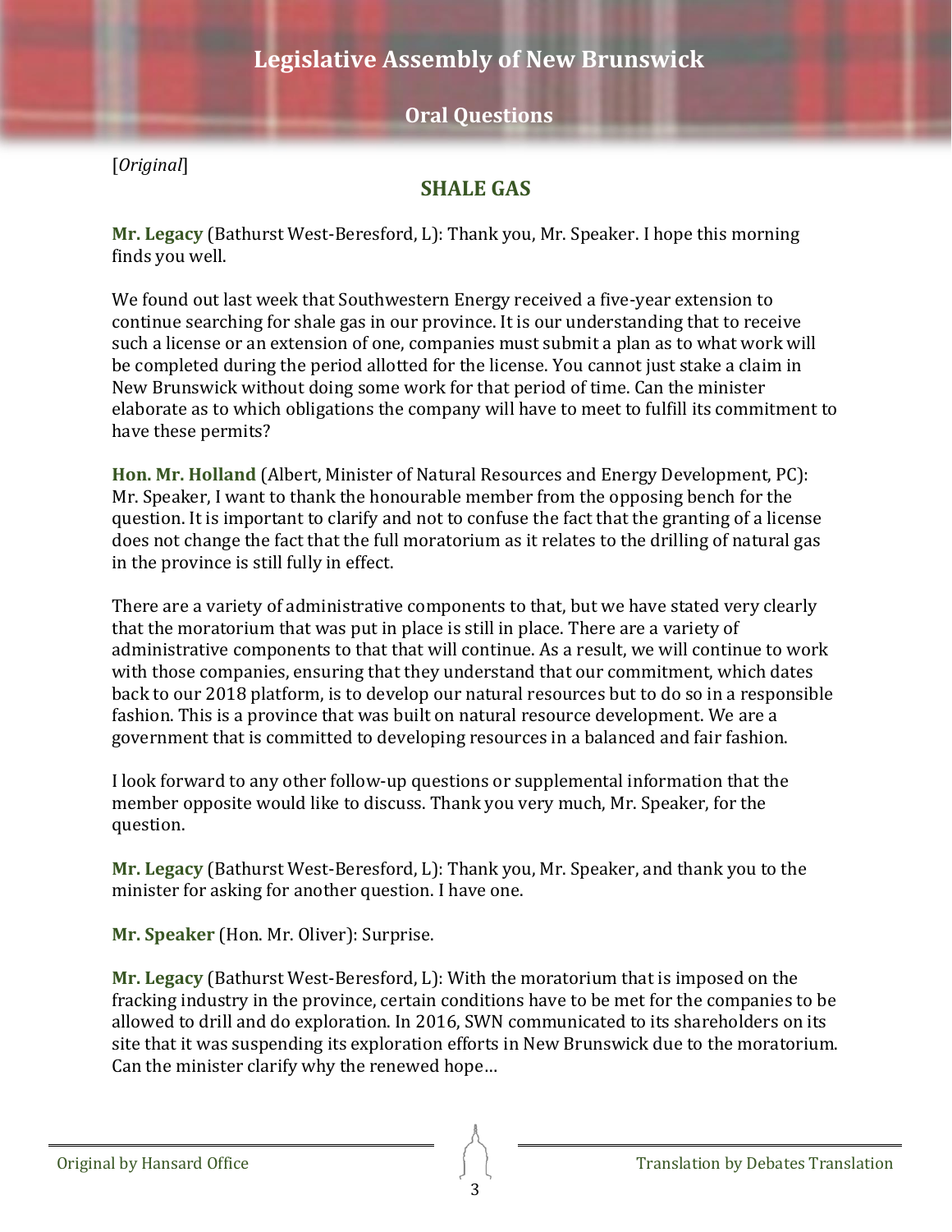[*Original*]

## SHALE GAS

**Mr. Legacy** (Bathurst West-Beresford, L): Thank you, Mr. Speaker. I hope this morning finds you well.

We found out last week that Southwestern Energy received a five-year extension to continue searching for shale gas in our province. It is our understanding that to receive such a license or an extension of one, companies must submit a plan as to what work will be completed during the period allotted for the license. You cannot just stake a claim in New Brunswick without doing some work for that period of time. Can the minister elaborate as to which obligations the company will have to meet to fulfill its commitment to have these permits?

**Hon. Mr. Holland** (Albert, Minister of Natural Resources and Energy Development, PC): Mr. Speaker, I want to thank the honourable member from the opposing bench for the question. It is important to clarify and not to confuse the fact that the granting of a license does not change the fact that the full moratorium as it relates to the drilling of natural gas in the province is still fully in effect.

There are a variety of administrative components to that, but we have stated very clearly that the moratorium that was put in place is still in place. There are a variety of administrative components to that that will continue. As a result, we will continue to work with those companies, ensuring that they understand that our commitment, which dates back to our 2018 platform, is to develop our natural resources but to do so in a responsible fashion. This is a province that was built on natural resource development. We are a government that is committed to developing resources in a balanced and fair fashion.

I look forward to any other follow-up questions or supplemental information that the member opposite would like to discuss. Thank you very much, Mr. Speaker, for the question.

**Mr. Legacy** (Bathurst West-Beresford, L): Thank you, Mr. Speaker, and thank you to the minister for asking for another question. I have one.

**Mr. Speaker** (Hon. Mr. Oliver): Surprise.

**Mr. Legacy** (Bathurst West-Beresford, L): With the moratorium that is imposed on the fracking industry in the province, certain conditions have to be met for the companies to be allowed to drill and do exploration. In 2016, SWN communicated to its shareholders on its site that it was suspending its exploration efforts in New Brunswick due to the moratorium. Can the minister clarify why the renewed hope…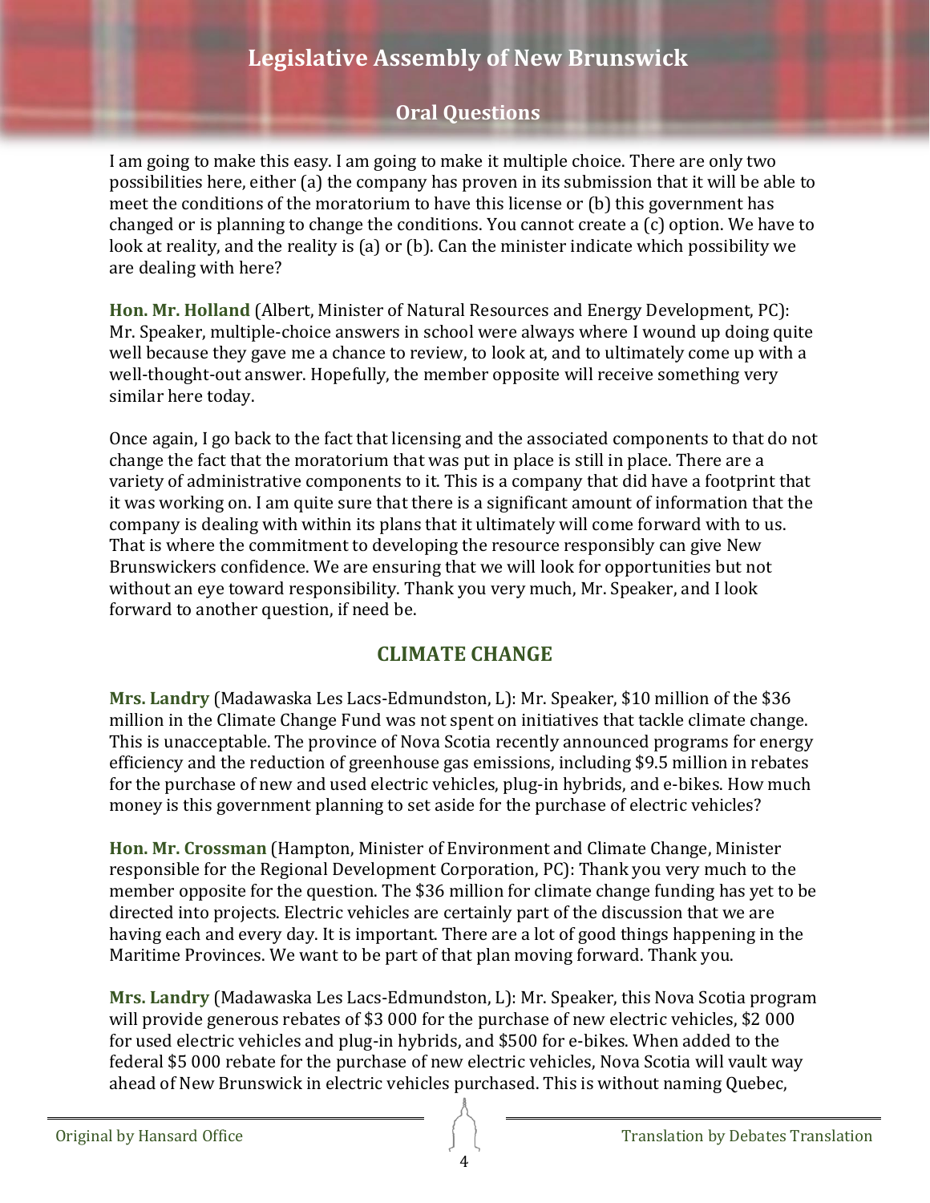I am going to make this easy. I am going to make it multiple choice. There are only two possibilities here, either (a) the company has proven in its submission that it will be able to meet the conditions of the moratorium to have this license or (b) this government has changed or is planning to change the conditions. You cannot create a (c) option. We have to look at reality, and the reality is (a) or (b). Can the minister indicate which possibility we are dealing with here?

**Hon. Mr. Holland** (Albert, Minister of Natural Resources and Energy Development, PC): Mr. Speaker, multiple-choice answers in school were always where I wound up doing quite well because they gave me a chance to review, to look at, and to ultimately come up with a well-thought-out answer. Hopefully, the member opposite will receive something very similar here today.

Once again, I go back to the fact that licensing and the associated components to that do not change the fact that the moratorium that was put in place is still in place. There are a variety of administrative components to it. This is a company that did have a footprint that it was working on. I am quite sure that there is a significant amount of information that the company is dealing with within its plans that it ultimately will come forward with to us. That is where the commitment to developing the resource responsibly can give New Brunswickers confidence. We are ensuring that we will look for opportunities but not without an eye toward responsibility. Thank you very much, Mr. Speaker, and I look forward to another question, if need be.

## CLIMATE CHANGE

**Mrs. Landry** (Madawaska Les Lacs-Edmundston, L): Mr. Speaker, $10 million of the $36 million in the Climate Change Fund was not spent on initiatives that tackle climate change. This is unacceptable. The province of Nova Scotia recently announced programs for energy efficiency and the reduction of greenhouse gas emissions, including $9.5 million in rebates for the purchase of new and used electric vehicles, plug-in hybrids, and e-bikes. How much money is this government planning to set aside for the purchase of electric vehicles?

**Hon. Mr. Crossman** (Hampton, Minister of Environment and Climate Change, Minister responsible for the Regional Development Corporation, PC): Thank you very much to the member opposite for the question. The $36 million for climate change funding has yet to be directed into projects. Electric vehicles are certainly part of the discussion that we are having each and every day. It is important. There are a lot of good things happening in the Maritime Provinces. We want to be part of that plan moving forward. Thank you.

**Mrs. Landry** (Madawaska Les Lacs-Edmundston, L): Mr. Speaker, this Nova Scotia program will provide generous rebates of $3 000 for the purchase of new electric vehicles, $2 000 for used electric vehicles and plug-in hybrids, and $500 for e-bikes. When added to the federal $5 000 rebate for the purchase of new electric vehicles, Nova Scotia will vault way ahead of New Brunswick in electric vehicles purchased. This is without naming Quebec,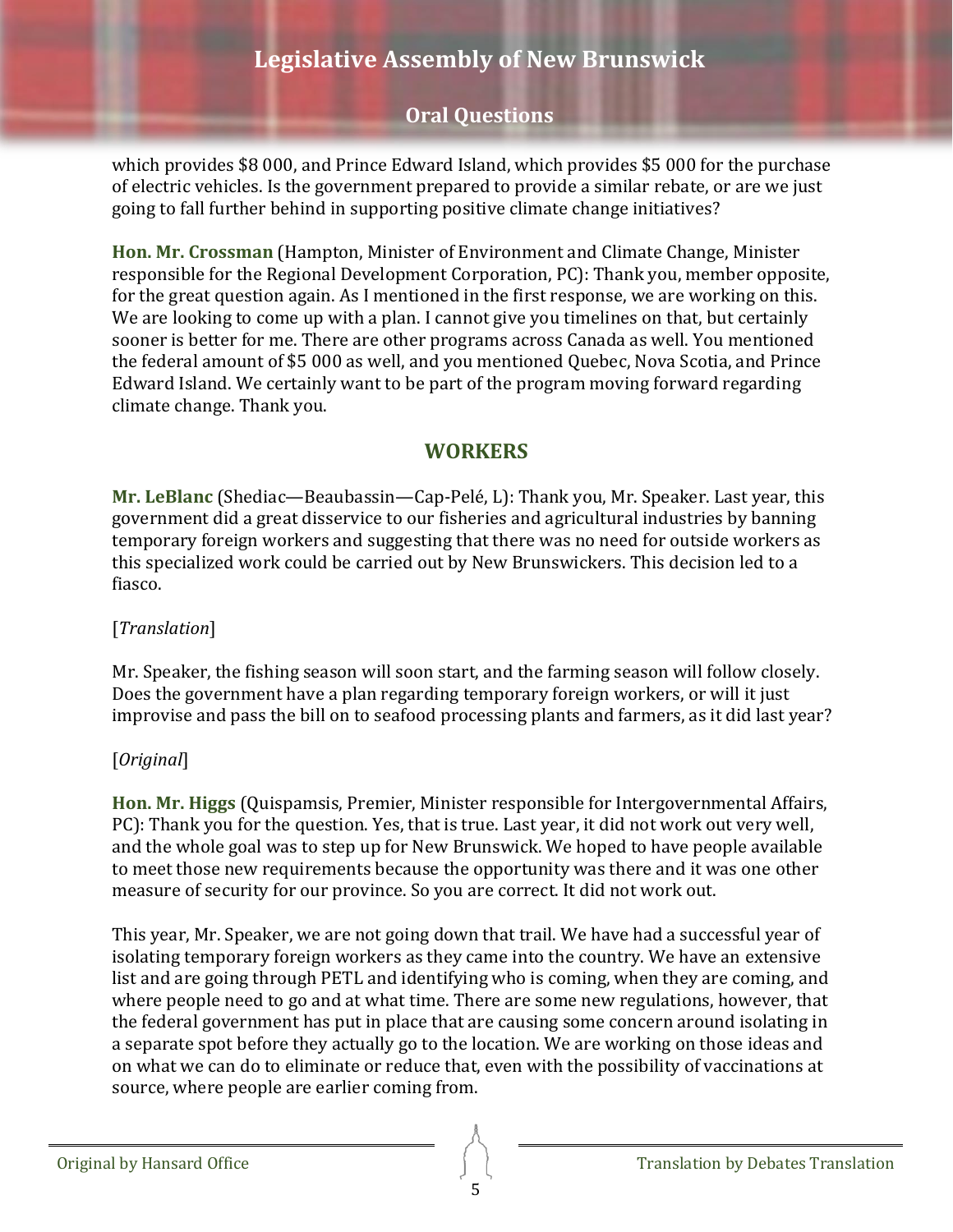which provides $8 000, and Prince Edward Island, which provides $5 000 for the purchase of electric vehicles. Is the government prepared to provide a similar rebate, or are we just going to fall further behind in supporting positive climate change initiatives?

**Hon. Mr. Crossman** (Hampton, Minister of Environment and Climate Change, Minister responsible for the Regional Development Corporation, PC): Thank you, member opposite, for the great question again. As I mentioned in the first response, we are working on this. We are looking to come up with a plan. I cannot give you timelines on that, but certainly sooner is better for me. There are other programs across Canada as well. You mentioned the federal amount of $5 000 as well, and you mentioned Quebec, Nova Scotia, and Prince Edward Island. We certainly want to be part of the program moving forward regarding climate change. Thank you.

## WORKERS

**Mr. LeBlanc** (Shediac—Beaubassin—Cap-Pelé, L): Thank you, Mr. Speaker. Last year, this government did a great disservice to our fisheries and agricultural industries by banning temporary foreign workers and suggesting that there was no need for outside workers as this specialized work could be carried out by New Brunswickers. This decision led to a fiasco.

[*Translation*]

Mr. Speaker, the fishing season will soon start, and the farming season will follow closely. Does the government have a plan regarding temporary foreign workers, or will it just improvise and pass the bill on to seafood processing plants and farmers, as it did last year?

[*Original*]

**Hon. Mr. Higgs** (Quispamsis, Premier, Minister responsible for Intergovernmental Affairs, PC): Thank you for the question. Yes, that is true. Last year, it did not work out very well, and the whole goal was to step up for New Brunswick. We hoped to have people available to meet those new requirements because the opportunity was there and it was one other measure of security for our province. So you are correct. It did not work out.

This year, Mr. Speaker, we are not going down that trail. We have had a successful year of isolating temporary foreign workers as they came into the country. We have an extensive list and are going through PETL and identifying who is coming, when they are coming, and where people need to go and at what time. There are some new regulations, however, that the federal government has put in place that are causing some concern around isolating in a separate spot before they actually go to the location. We are working on those ideas and on what we can do to eliminate or reduce that, even with the possibility of vaccinations at source, where people are earlier coming from.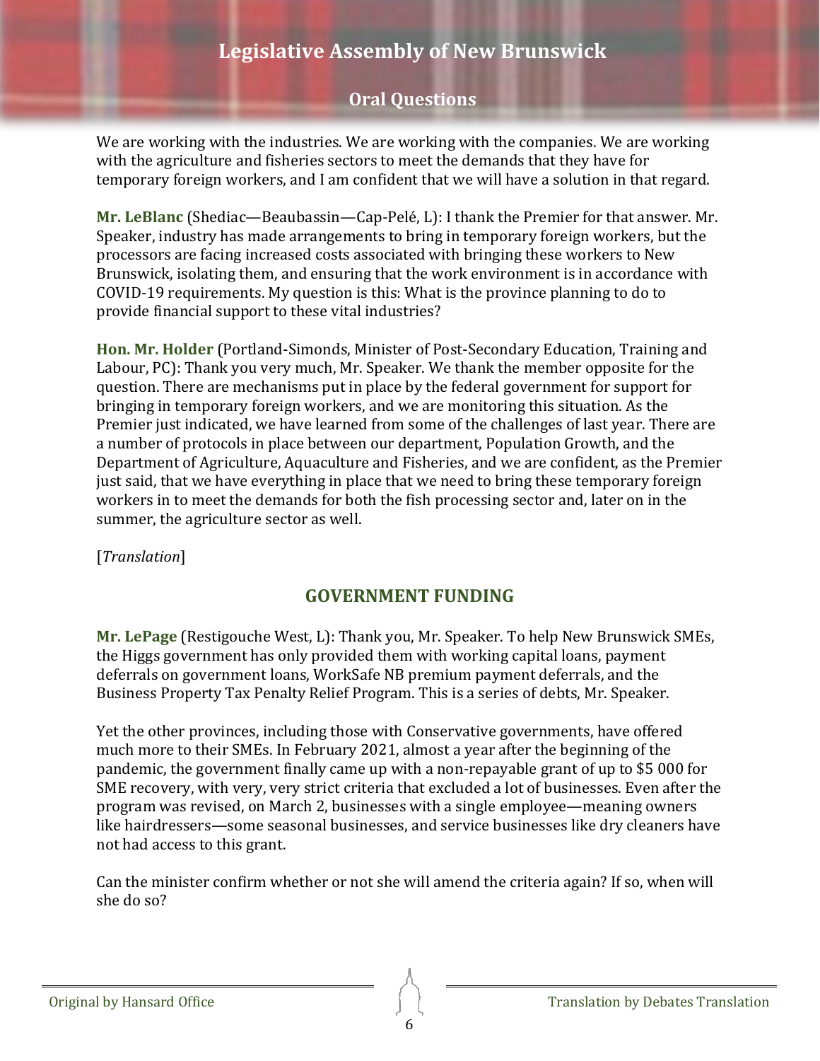We are working with the industries. We are working with the companies. We are working with the agriculture and fisheries sectors to meet the demands that they have for temporary foreign workers, and I am confident that we will have a solution in that regard.

**Mr. LeBlanc** (Shediac—Beaubassin—Cap-Pelé, L): I thank the Premier for that answer. Mr. Speaker, industry has made arrangements to bring in temporary foreign workers, but the processors are facing increased costs associated with bringing these workers to New Brunswick, isolating them, and ensuring that the work environment is in accordance with COVID-19 requirements. My question is this: What is the province planning to do to provide financial support to these vital industries?

**Hon. Mr. Holder** (Portland-Simonds, Minister of Post-Secondary Education, Training and Labour, PC): Thank you very much, Mr. Speaker. We thank the member opposite for the question. There are mechanisms put in place by the federal government for support for bringing in temporary foreign workers, and we are monitoring this situation. As the Premier just indicated, we have learned from some of the challenges of last year. There are a number of protocols in place between our department, Population Growth, and the Department of Agriculture, Aquaculture and Fisheries, and we are confident, as the Premier just said, that we have everything in place that we need to bring these temporary foreign workers in to meet the demands for both the fish processing sector and, later on in the summer, the agriculture sector as well.

[*Translation*]

## GOVERNMENT FUNDING

**Mr. LePage** (Restigouche West, L): Thank you, Mr. Speaker. To help New Brunswick SMEs, the Higgs government has only provided them with working capital loans, payment deferrals on government loans, WorkSafe NB premium payment deferrals, and the Business Property Tax Penalty Relief Program. This is a series of debts, Mr. Speaker.

Yet the other provinces, including those with Conservative governments, have offered much more to their SMEs. In February 2021, almost a year after the beginning of the pandemic, the government finally came up with a non-repayable grant of up to $5 000 for SME recovery, with very, very strict criteria that excluded a lot of businesses. Even after the program was revised, on March 2, businesses with a single employee—meaning owners like hairdressers—some seasonal businesses, and service businesses like dry cleaners have not had access to this grant.

Can the minister confirm whether or not she will amend the criteria again? If so, when will she do so?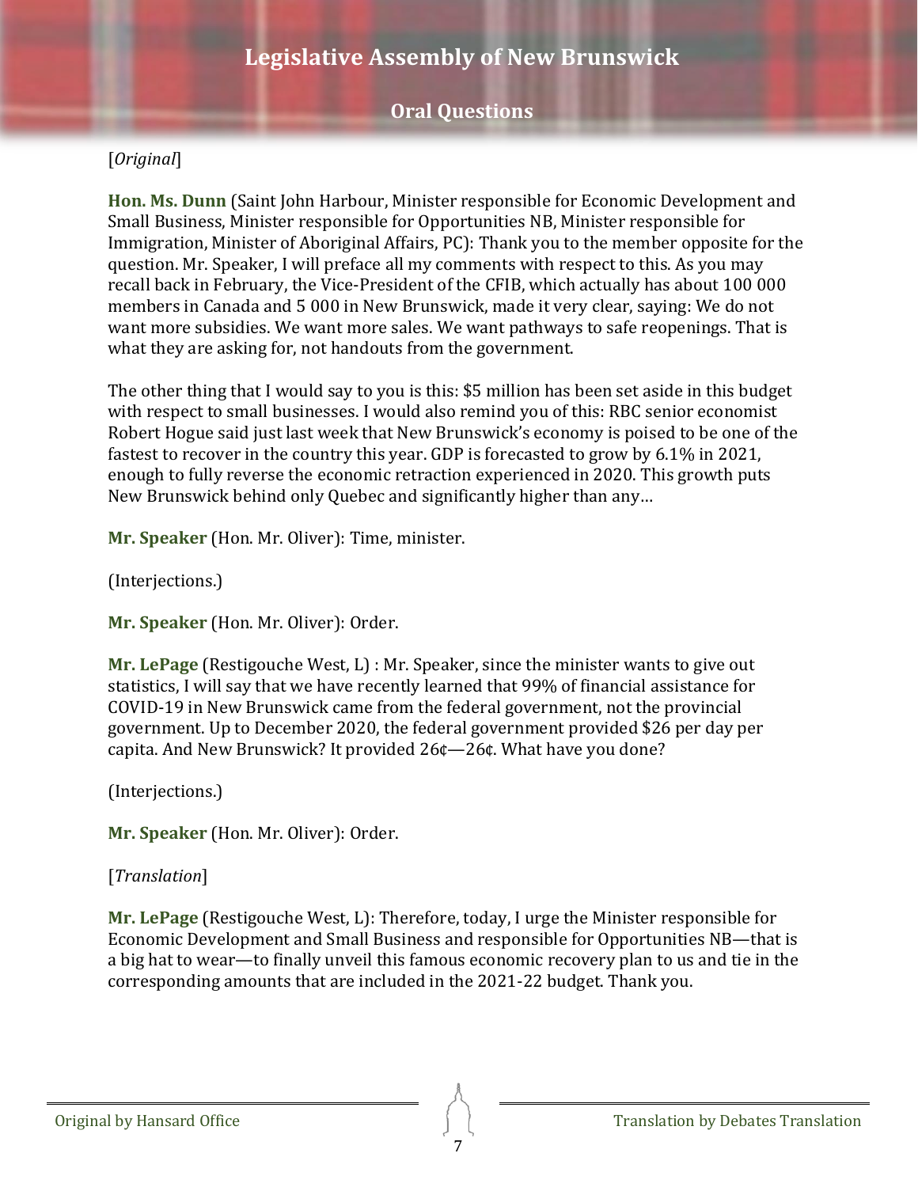[*Original*]

**Hon. Ms. Dunn** (Saint John Harbour, Minister responsible for Economic Development and Small Business, Minister responsible for Opportunities NB, Minister responsible for Immigration, Minister of Aboriginal Affairs, PC): Thank you to the member opposite for the question. Mr. Speaker, I will preface all my comments with respect to this. As you may recall back in February, the Vice-President of the CFIB, which actually has about 100 000 members in Canada and 5 000 in New Brunswick, made it very clear, saying: We do not want more subsidies. We want more sales. We want pathways to safe reopenings. That is what they are asking for, not handouts from the government.

The other thing that I would say to you is this: $5 million has been set aside in this budget with respect to small businesses. I would also remind you of this: RBC senior economist Robert Hogue said just last week that New Brunswick's economy is poised to be one of the fastest to recover in the country this year. GDP is forecasted to grow by 6.1% in 2021, enough to fully reverse the economic retraction experienced in 2020. This growth puts New Brunswick behind only Quebec and significantly higher than any…

**Mr. Speaker** (Hon. Mr. Oliver): Time, minister.

(Interjections.)

**Mr. Speaker** (Hon. Mr. Oliver): Order.

**Mr. LePage** (Restigouche West, L) : Mr. Speaker, since the minister wants to give out statistics, I will say that we have recently learned that 99% of financial assistance for COVID-19 in New Brunswick came from the federal government, not the provincial government. Up to December 2020, the federal government provided $26 per day per capita. And New Brunswick? It provided 26¢—26¢. What have you done?

(Interjections.)

**Mr. Speaker** (Hon. Mr. Oliver): Order.

[*Translation*]

**Mr. LePage** (Restigouche West, L): Therefore, today, I urge the Minister responsible for Economic Development and Small Business and responsible for Opportunities NB—that is a big hat to wear—to finally unveil this famous economic recovery plan to us and tie in the corresponding amounts that are included in the 2021-22 budget. Thank you.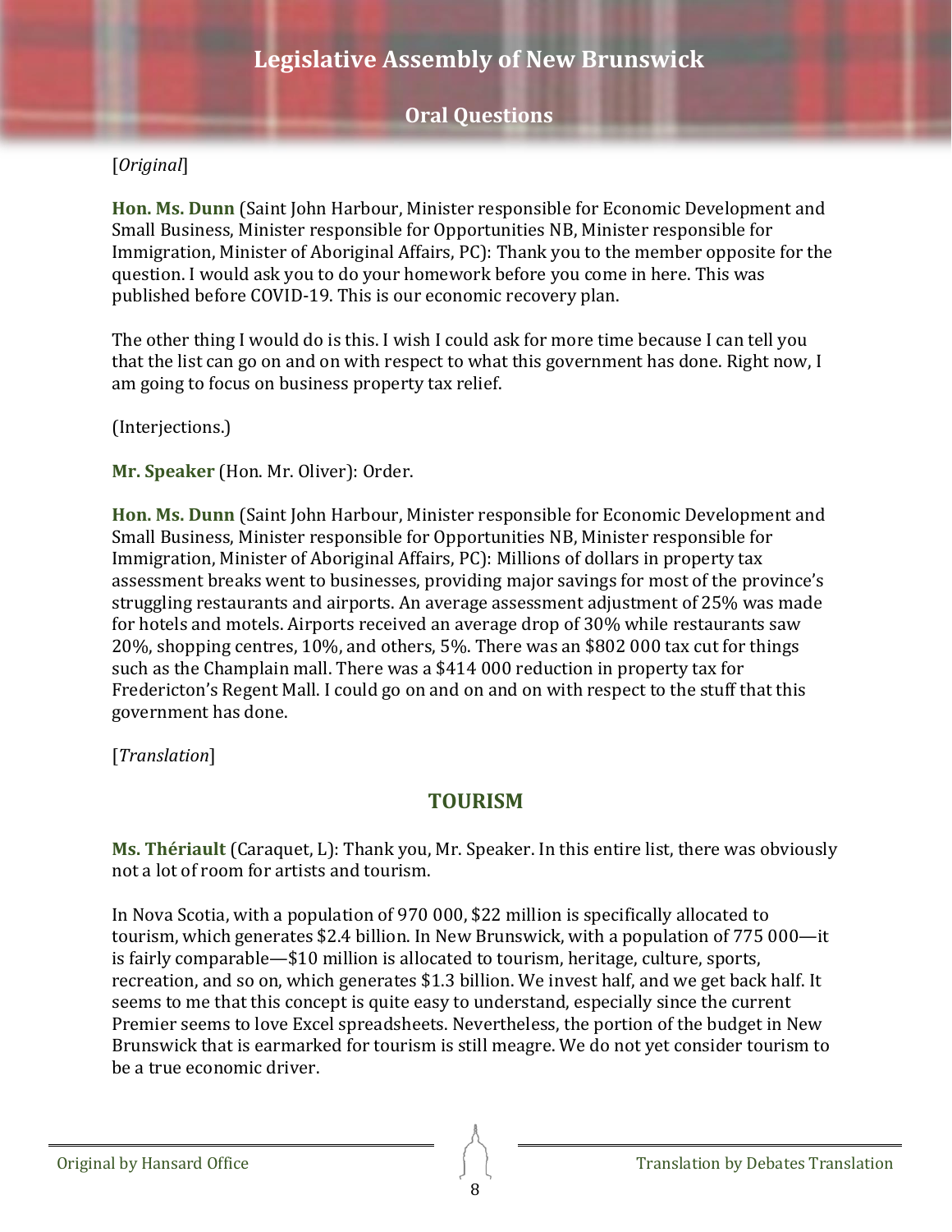[*Original*]

**Hon. Ms. Dunn** (Saint John Harbour, Minister responsible for Economic Development and Small Business, Minister responsible for Opportunities NB, Minister responsible for Immigration, Minister of Aboriginal Affairs, PC): Thank you to the member opposite for the question. I would ask you to do your homework before you come in here. This was published before COVID-19. This is our economic recovery plan.

The other thing I would do is this. I wish I could ask for more time because I can tell you that the list can go on and on with respect to what this government has done. Right now, I am going to focus on business property tax relief.

(Interjections.)

**Mr. Speaker** (Hon. Mr. Oliver): Order.

**Hon. Ms. Dunn** (Saint John Harbour, Minister responsible for Economic Development and Small Business, Minister responsible for Opportunities NB, Minister responsible for Immigration, Minister of Aboriginal Affairs, PC): Millions of dollars in property tax assessment breaks went to businesses, providing major savings for most of the province's struggling restaurants and airports. An average assessment adjustment of 25% was made for hotels and motels. Airports received an average drop of 30% while restaurants saw 20%, shopping centres, 10%, and others, 5%. There was an $802 000 tax cut for things such as the Champlain mall. There was a $414 000 reduction in property tax for Fredericton's Regent Mall. I could go on and on and on with respect to the stuff that this government has done.

[*Translation*]

## TOURISM

**Ms. Thériault** (Caraquet, L): Thank you, Mr. Speaker. In this entire list, there was obviously not a lot of room for artists and tourism.

In Nova Scotia, with a population of 970 000, $22 million is specifically allocated to tourism, which generates $2.4 billion. In New Brunswick, with a population of 775 000—it is fairly comparable—$10 million is allocated to tourism, heritage, culture, sports, recreation, and so on, which generates $1.3 billion. We invest half, and we get back half. It seems to me that this concept is quite easy to understand, especially since the current Premier seems to love Excel spreadsheets. Nevertheless, the portion of the budget in New Brunswick that is earmarked for tourism is still meagre. We do not yet consider tourism to be a true economic driver.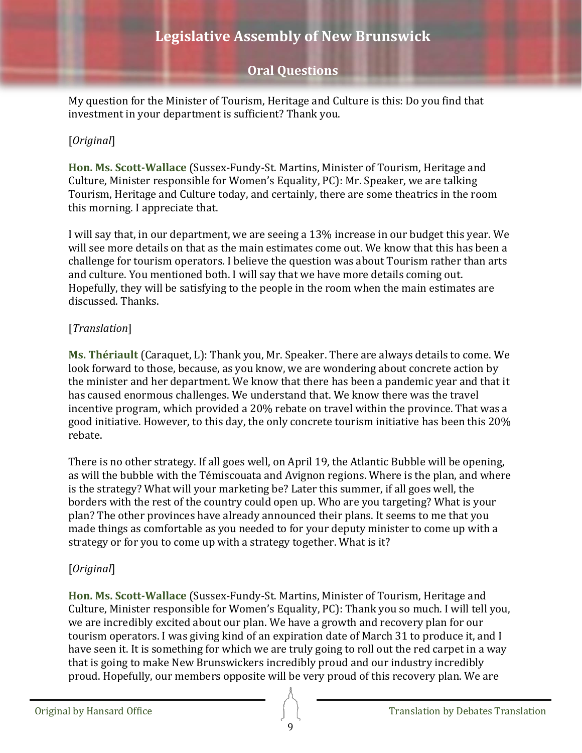My question for the Minister of Tourism, Heritage and Culture is this: Do you find that investment in your department is sufficient? Thank you.

[*Original*]

**Hon. Ms. Scott-Wallace** (Sussex-Fundy-St. Martins, Minister of Tourism, Heritage and Culture, Minister responsible for Women's Equality, PC): Mr. Speaker, we are talking Tourism, Heritage and Culture today, and certainly, there are some theatrics in the room this morning. I appreciate that.

I will say that, in our department, we are seeing a 13% increase in our budget this year. We will see more details on that as the main estimates come out. We know that this has been a challenge for tourism operators. I believe the question was about Tourism rather than arts and culture. You mentioned both. I will say that we have more details coming out. Hopefully, they will be satisfying to the people in the room when the main estimates are discussed. Thanks.

[*Translation*]

**Ms. Thériault** (Caraquet, L): Thank you, Mr. Speaker. There are always details to come. We look forward to those, because, as you know, we are wondering about concrete action by the minister and her department. We know that there has been a pandemic year and that it has caused enormous challenges. We understand that. We know there was the travel incentive program, which provided a 20% rebate on travel within the province. That was a good initiative. However, to this day, the only concrete tourism initiative has been this 20% rebate.

There is no other strategy. If all goes well, on April 19, the Atlantic Bubble will be opening, as will the bubble with the Témiscouata and Avignon regions. Where is the plan, and where is the strategy? What will your marketing be? Later this summer, if all goes well, the borders with the rest of the country could open up. Who are you targeting? What is your plan? The other provinces have already announced their plans. It seems to me that you made things as comfortable as you needed to for your deputy minister to come up with a strategy or for you to come up with a strategy together. What is it?

[*Original*]

**Hon. Ms. Scott-Wallace** (Sussex-Fundy-St. Martins, Minister of Tourism, Heritage and Culture, Minister responsible for Women's Equality, PC): Thank you so much. I will tell you, we are incredibly excited about our plan. We have a growth and recovery plan for our tourism operators. I was giving kind of an expiration date of March 31 to produce it, and I have seen it. It is something for which we are truly going to roll out the red carpet in a way that is going to make New Brunswickers incredibly proud and our industry incredibly proud. Hopefully, our members opposite will be very proud of this recovery plan. We are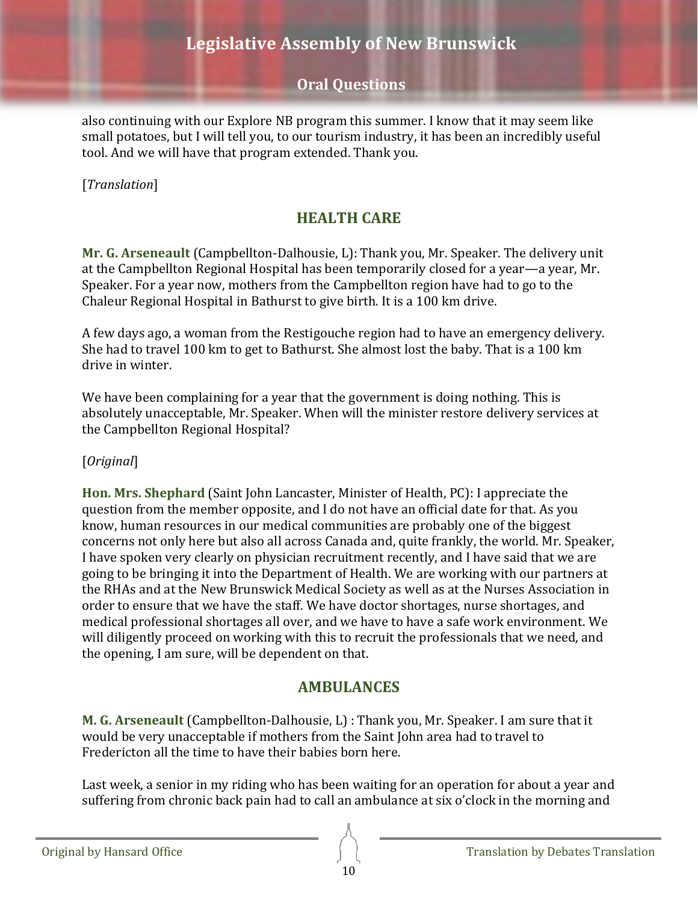also continuing with our Explore NB program this summer. I know that it may seem like small potatoes, but I will tell you, to our tourism industry, it has been an incredibly useful tool. And we will have that program extended. Thank you.

[*Translation*]

## HEALTH CARE

**Mr. G. Arseneault** (Campbellton-Dalhousie, L): Thank you, Mr. Speaker. The delivery unit at the Campbellton Regional Hospital has been temporarily closed for a year—a year, Mr. Speaker. For a year now, mothers from the Campbellton region have had to go to the Chaleur Regional Hospital in Bathurst to give birth. It is a 100 km drive.

A few days ago, a woman from the Restigouche region had to have an emergency delivery. She had to travel 100 km to get to Bathurst. She almost lost the baby. That is a 100 km drive in winter.

We have been complaining for a year that the government is doing nothing. This is absolutely unacceptable, Mr. Speaker. When will the minister restore delivery services at the Campbellton Regional Hospital?

[*Original*]

**Hon. Mrs. Shephard** (Saint John Lancaster, Minister of Health, PC): I appreciate the question from the member opposite, and I do not have an official date for that. As you know, human resources in our medical communities are probably one of the biggest concerns not only here but also all across Canada and, quite frankly, the world. Mr. Speaker, I have spoken very clearly on physician recruitment recently, and I have said that we are going to be bringing it into the Department of Health. We are working with our partners at the RHAs and at the New Brunswick Medical Society as well as at the Nurses Association in order to ensure that we have the staff. We have doctor shortages, nurse shortages, and medical professional shortages all over, and we have to have a safe work environment. We will diligently proceed on working with this to recruit the professionals that we need, and the opening, I am sure, will be dependent on that.

## AMBULANCES

**M. G. Arseneault** (Campbellton-Dalhousie, L) : Thank you, Mr. Speaker. I am sure that it would be very unacceptable if mothers from the Saint John area had to travel to Fredericton all the time to have their babies born here.

Last week, a senior in my riding who has been waiting for an operation for about a year and suffering from chronic back pain had to call an ambulance at six o'clock in the morning and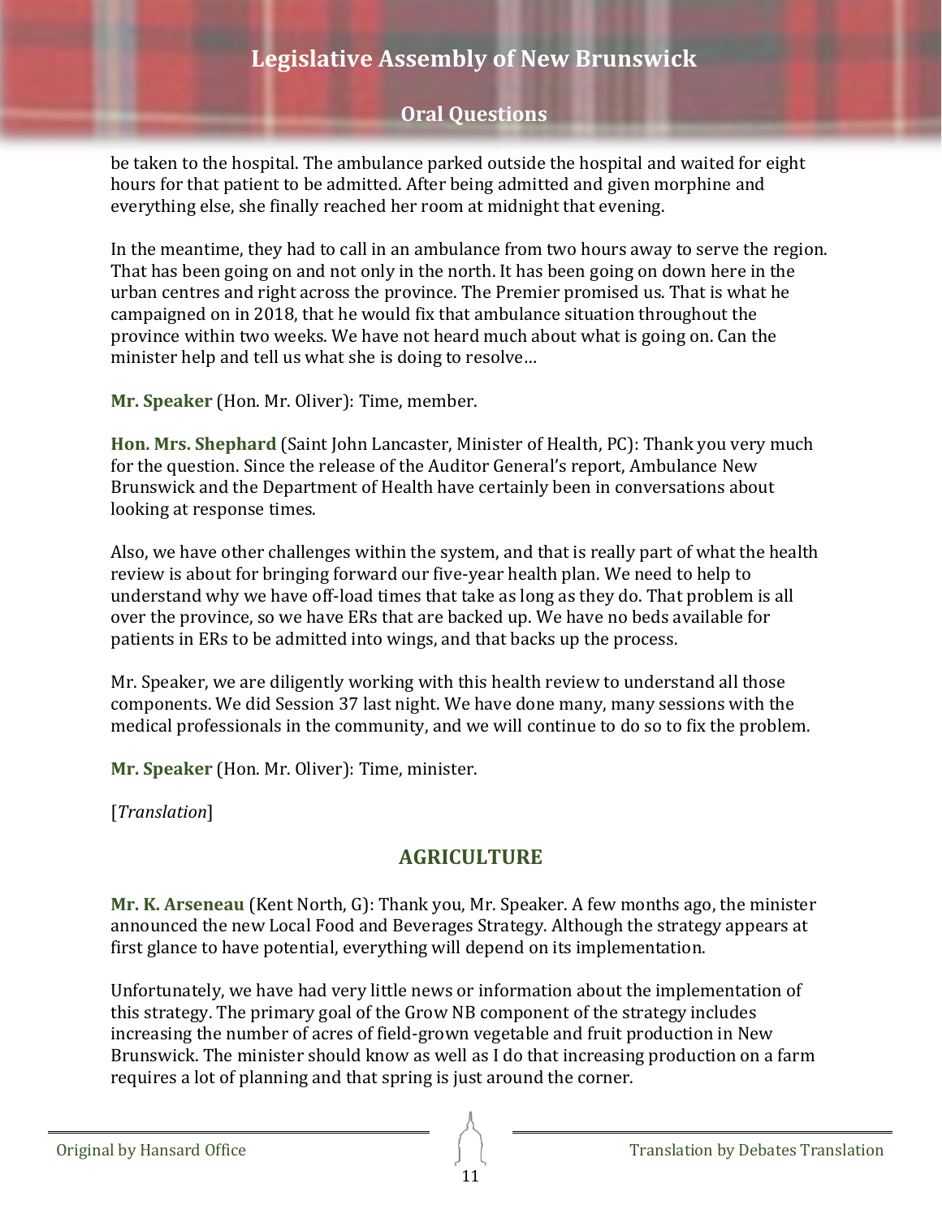be taken to the hospital. The ambulance parked outside the hospital and waited for eight hours for that patient to be admitted. After being admitted and given morphine and everything else, she finally reached her room at midnight that evening.

In the meantime, they had to call in an ambulance from two hours away to serve the region. That has been going on and not only in the north. It has been going on down here in the urban centres and right across the province. The Premier promised us. That is what he campaigned on in 2018, that he would fix that ambulance situation throughout the province within two weeks. We have not heard much about what is going on. Can the minister help and tell us what she is doing to resolve…

**Mr. Speaker** (Hon. Mr. Oliver): Time, member.

**Hon. Mrs. Shephard** (Saint John Lancaster, Minister of Health, PC): Thank you very much for the question. Since the release of the Auditor General's report, Ambulance New Brunswick and the Department of Health have certainly been in conversations about looking at response times.

Also, we have other challenges within the system, and that is really part of what the health review is about for bringing forward our five-year health plan. We need to help to understand why we have off-load times that take as long as they do. That problem is all over the province, so we have ERs that are backed up. We have no beds available for patients in ERs to be admitted into wings, and that backs up the process.

Mr. Speaker, we are diligently working with this health review to understand all those components. We did Session 37 last night. We have done many, many sessions with the medical professionals in the community, and we will continue to do so to fix the problem.

**Mr. Speaker** (Hon. Mr. Oliver): Time, minister.

[*Translation*]

## AGRICULTURE

**Mr. K. Arseneau** (Kent North, G): Thank you, Mr. Speaker. A few months ago, the minister announced the new Local Food and Beverages Strategy. Although the strategy appears at first glance to have potential, everything will depend on its implementation.

Unfortunately, we have had very little news or information about the implementation of this strategy. The primary goal of the Grow NB component of the strategy includes increasing the number of acres of field-grown vegetable and fruit production in New Brunswick. The minister should know as well as I do that increasing production on a farm requires a lot of planning and that spring is just around the corner.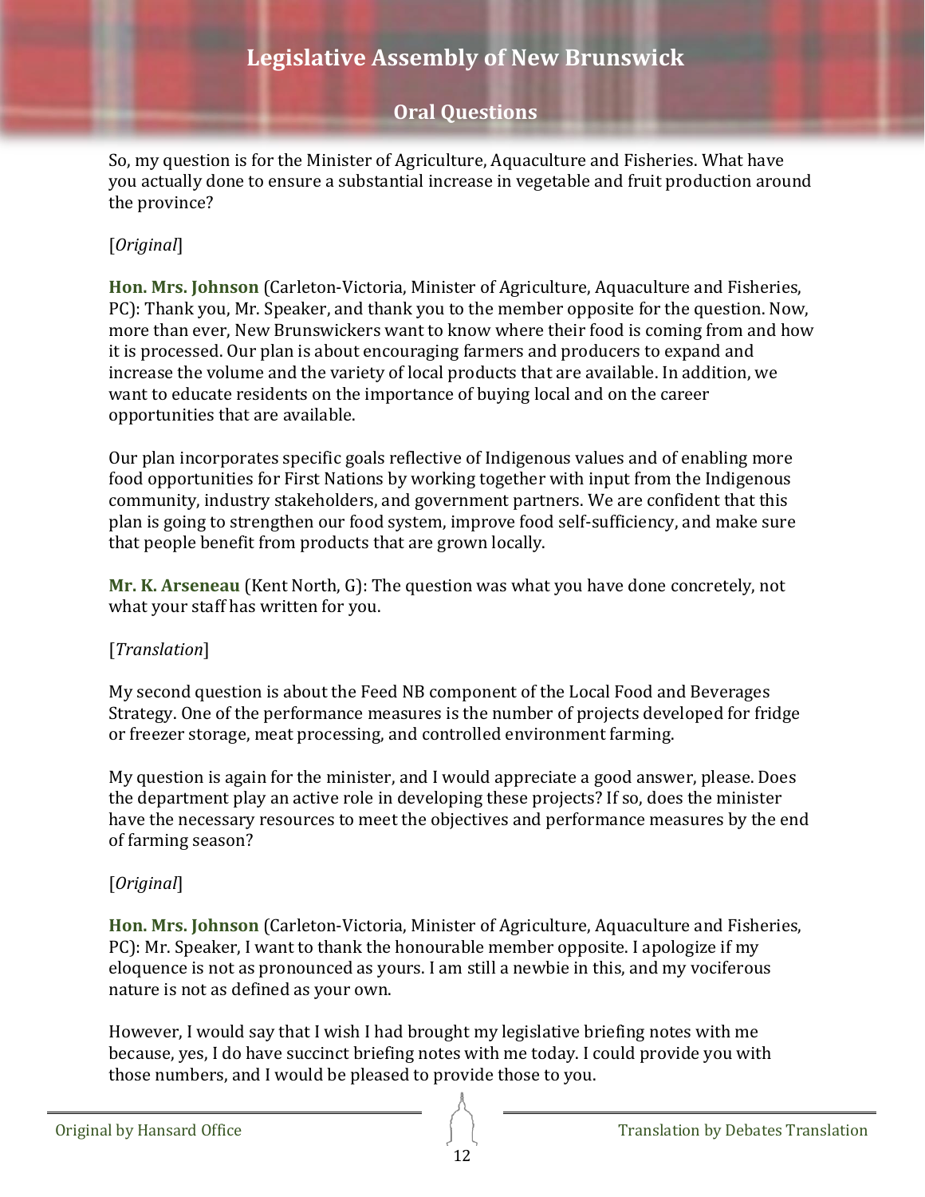So, my question is for the Minister of Agriculture, Aquaculture and Fisheries. What have you actually done to ensure a substantial increase in vegetable and fruit production around the province?

[*Original*]

**Hon. Mrs. Johnson** (Carleton-Victoria, Minister of Agriculture, Aquaculture and Fisheries, PC): Thank you, Mr. Speaker, and thank you to the member opposite for the question. Now, more than ever, New Brunswickers want to know where their food is coming from and how it is processed. Our plan is about encouraging farmers and producers to expand and increase the volume and the variety of local products that are available. In addition, we want to educate residents on the importance of buying local and on the career opportunities that are available.

Our plan incorporates specific goals reflective of Indigenous values and of enabling more food opportunities for First Nations by working together with input from the Indigenous community, industry stakeholders, and government partners. We are confident that this plan is going to strengthen our food system, improve food self-sufficiency, and make sure that people benefit from products that are grown locally.

**Mr. K. Arseneau** (Kent North, G): The question was what you have done concretely, not what your staff has written for you.

[*Translation*]

My second question is about the Feed NB component of the Local Food and Beverages Strategy. One of the performance measures is the number of projects developed for fridge or freezer storage, meat processing, and controlled environment farming.

My question is again for the minister, and I would appreciate a good answer, please. Does the department play an active role in developing these projects? If so, does the minister have the necessary resources to meet the objectives and performance measures by the end of farming season?

[*Original*]

**Hon. Mrs. Johnson** (Carleton-Victoria, Minister of Agriculture, Aquaculture and Fisheries, PC): Mr. Speaker, I want to thank the honourable member opposite. I apologize if my eloquence is not as pronounced as yours. I am still a newbie in this, and my vociferous nature is not as defined as your own.

However, I would say that I wish I had brought my legislative briefing notes with me because, yes, I do have succinct briefing notes with me today. I could provide you with those numbers, and I would be pleased to provide those to you.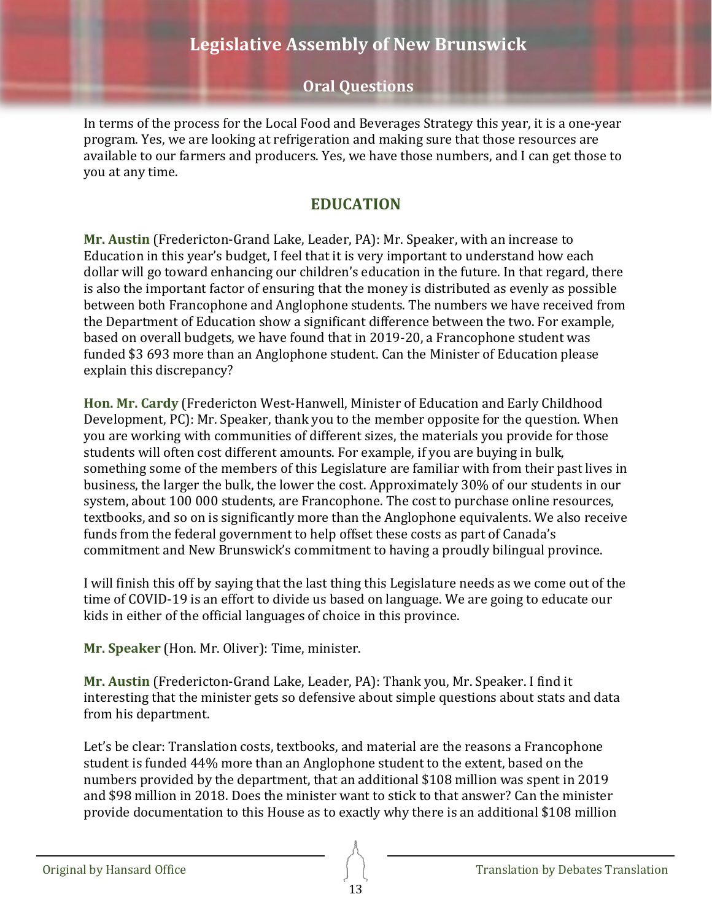In terms of the process for the Local Food and Beverages Strategy this year, it is a one-year program. Yes, we are looking at refrigeration and making sure that those resources are available to our farmers and producers. Yes, we have those numbers, and I can get those to you at any time.

## EDUCATION

**Mr. Austin** (Fredericton-Grand Lake, Leader, PA): Mr. Speaker, with an increase to Education in this year's budget, I feel that it is very important to understand how each dollar will go toward enhancing our children's education in the future. In that regard, there is also the important factor of ensuring that the money is distributed as evenly as possible between both Francophone and Anglophone students. The numbers we have received from the Department of Education show a significant difference between the two. For example, based on overall budgets, we have found that in 2019-20, a Francophone student was funded $3 693 more than an Anglophone student. Can the Minister of Education please explain this discrepancy?

**Hon. Mr. Cardy** (Fredericton West-Hanwell, Minister of Education and Early Childhood Development, PC): Mr. Speaker, thank you to the member opposite for the question. When you are working with communities of different sizes, the materials you provide for those students will often cost different amounts. For example, if you are buying in bulk, something some of the members of this Legislature are familiar with from their past lives in business, the larger the bulk, the lower the cost. Approximately 30% of our students in our system, about 100 000 students, are Francophone. The cost to purchase online resources, textbooks, and so on is significantly more than the Anglophone equivalents. We also receive funds from the federal government to help offset these costs as part of Canada's commitment and New Brunswick's commitment to having a proudly bilingual province.

I will finish this off by saying that the last thing this Legislature needs as we come out of the time of COVID-19 is an effort to divide us based on language. We are going to educate our kids in either of the official languages of choice in this province.

**Mr. Speaker** (Hon. Mr. Oliver): Time, minister.

**Mr. Austin** (Fredericton-Grand Lake, Leader, PA): Thank you, Mr. Speaker. I find it interesting that the minister gets so defensive about simple questions about stats and data from his department.

Let's be clear: Translation costs, textbooks, and material are the reasons a Francophone student is funded 44% more than an Anglophone student to the extent, based on the numbers provided by the department, that an additional $108 million was spent in 2019 and $98 million in 2018. Does the minister want to stick to that answer? Can the minister provide documentation to this House as to exactly why there is an additional $108 million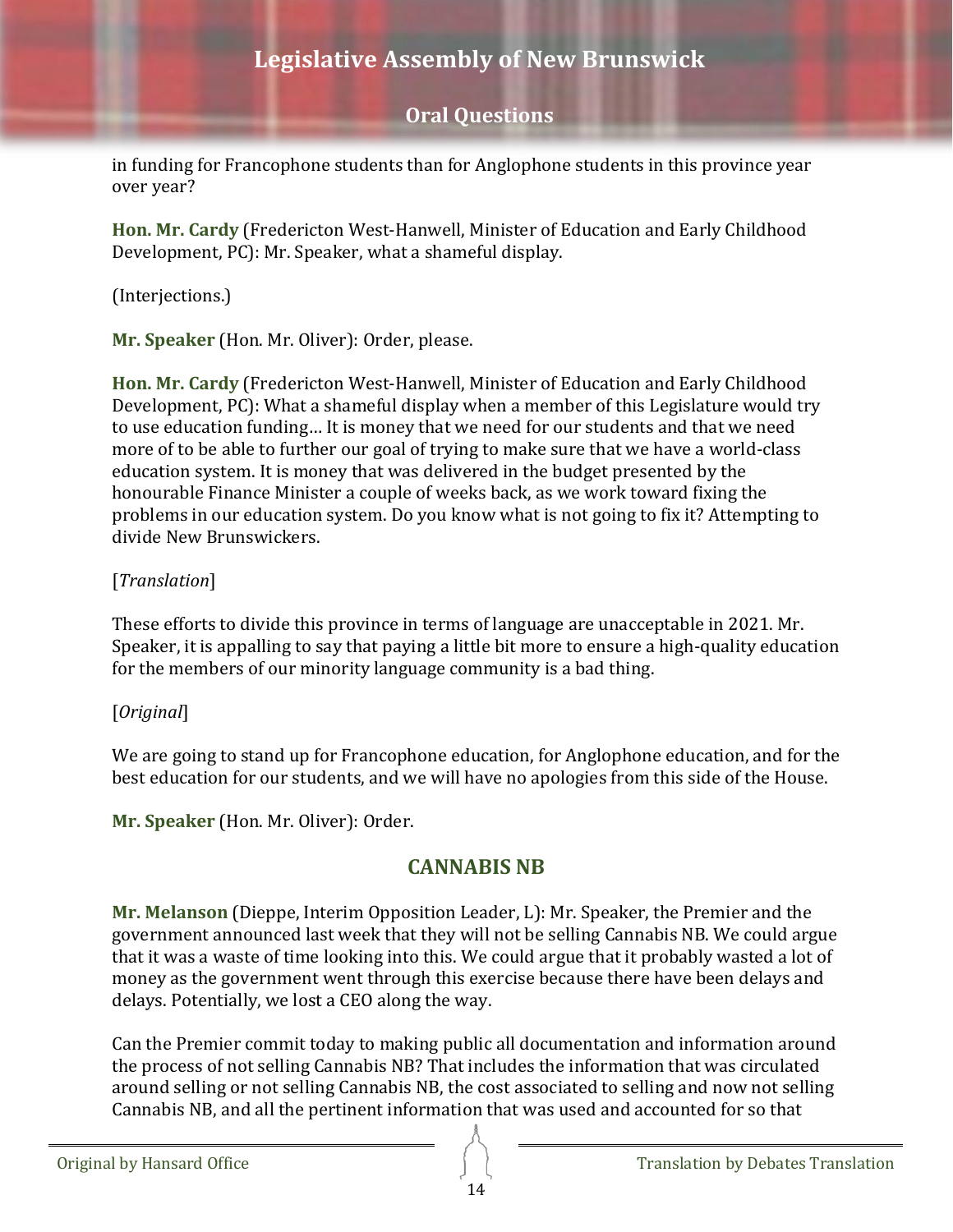in funding for Francophone students than for Anglophone students in this province year over year?

**Hon. Mr. Cardy** (Fredericton West-Hanwell, Minister of Education and Early Childhood Development, PC): Mr. Speaker, what a shameful display.

(Interjections.)

**Mr. Speaker** (Hon. Mr. Oliver): Order, please.

**Hon. Mr. Cardy** (Fredericton West-Hanwell, Minister of Education and Early Childhood Development, PC): What a shameful display when a member of this Legislature would try to use education funding… It is money that we need for our students and that we need more of to be able to further our goal of trying to make sure that we have a world-class education system. It is money that was delivered in the budget presented by the honourable Finance Minister a couple of weeks back, as we work toward fixing the problems in our education system. Do you know what is not going to fix it? Attempting to divide New Brunswickers.

[*Translation*]

These efforts to divide this province in terms of language are unacceptable in 2021. Mr. Speaker, it is appalling to say that paying a little bit more to ensure a high-quality education for the members of our minority language community is a bad thing.

[*Original*]

We are going to stand up for Francophone education, for Anglophone education, and for the best education for our students, and we will have no apologies from this side of the House.

**Mr. Speaker** (Hon. Mr. Oliver): Order.

## CANNABIS NB

**Mr. Melanson** (Dieppe, Interim Opposition Leader, L): Mr. Speaker, the Premier and the government announced last week that they will not be selling Cannabis NB. We could argue that it was a waste of time looking into this. We could argue that it probably wasted a lot of money as the government went through this exercise because there have been delays and delays. Potentially, we lost a CEO along the way.

Can the Premier commit today to making public all documentation and information around the process of not selling Cannabis NB? That includes the information that was circulated around selling or not selling Cannabis NB, the cost associated to selling and now not selling Cannabis NB, and all the pertinent information that was used and accounted for so that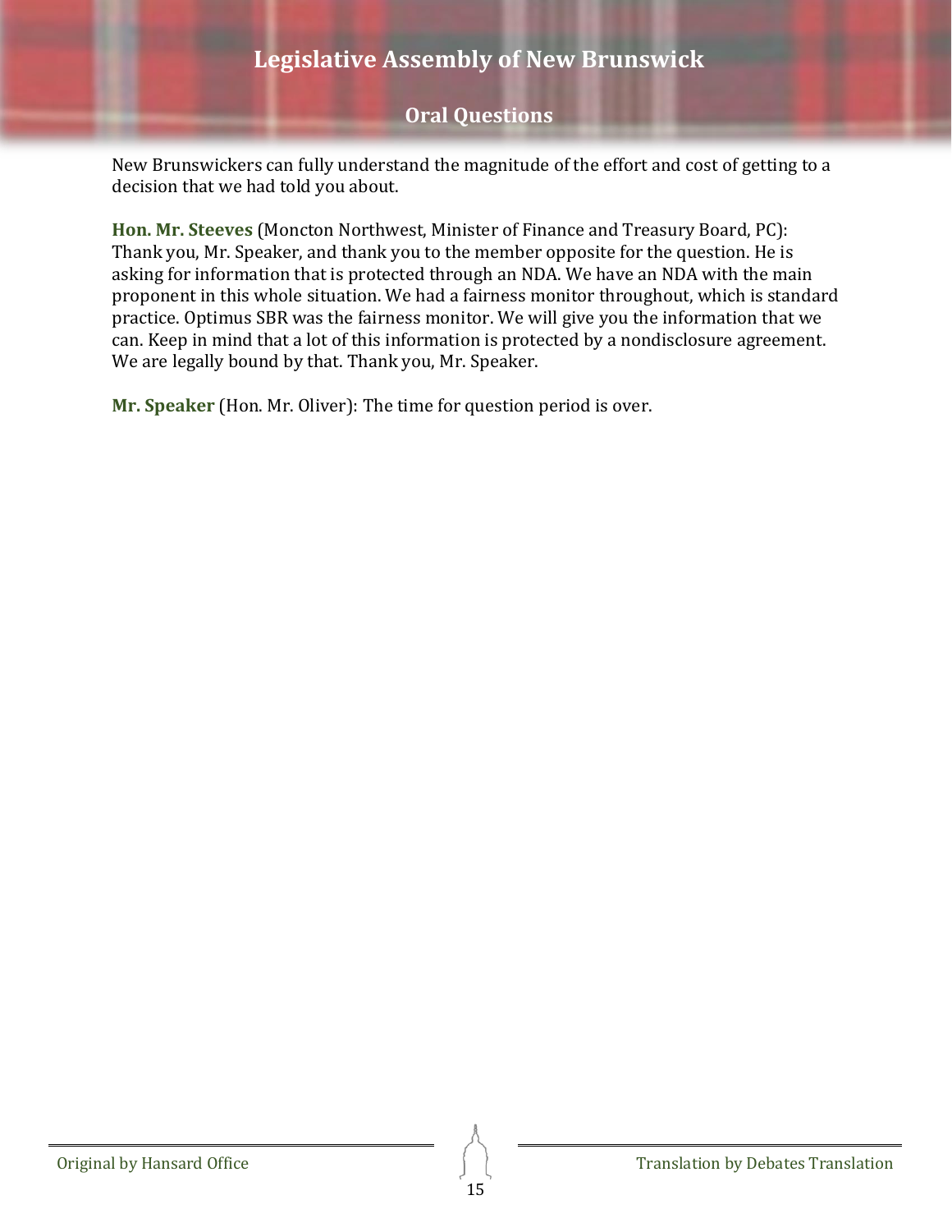New Brunswickers can fully understand the magnitude of the effort and cost of getting to a decision that we had told you about.

**Hon. Mr. Steeves** (Moncton Northwest, Minister of Finance and Treasury Board, PC): Thank you, Mr. Speaker, and thank you to the member opposite for the question. He is asking for information that is protected through an NDA. We have an NDA with the main proponent in this whole situation. We had a fairness monitor throughout, which is standard practice. Optimus SBR was the fairness monitor. We will give you the information that we can. Keep in mind that a lot of this information is protected by a nondisclosure agreement. We are legally bound by that. Thank you, Mr. Speaker.

**Mr. Speaker** (Hon. Mr. Oliver): The time for question period is over.